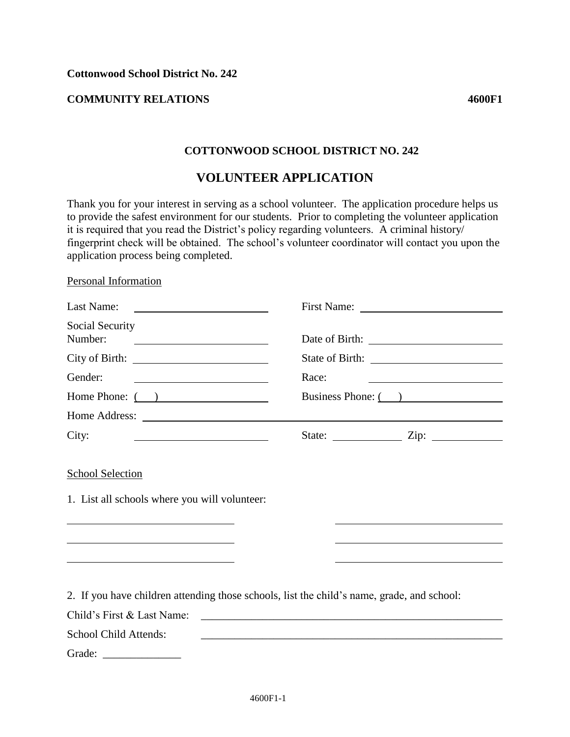**Cottonwood School District No. 242**

**COMMUNITY RELATIONS** **4600F1**

### COTTONWOOD SCHOOL DISTRICT NO. 242

## VOLUNTEER APPLICATION

Thank you for your interest in serving as a school volunteer. The application procedure helps us to provide the safest environment for our students. Prior to completing the volunteer application it is required that you read the District's policy regarding volunteers. A criminal history/ fingerprint check will be obtained. The school's volunteer coordinator will contact you upon the application process being completed.

Personal Information

Last Name: ______________________ First Name: ______________________

Social Security Number: ______________________ Date of Birth: ______________________

City of Birth: ______________________ State of Birth: ______________________

Gender: ______________________ Race: ______________________

Home Phone: (   ) ______________________ Business Phone: (   ) ______________________

Home Address: ____________________________________________

City: ______________________ State: __________ Zip: __________

School Selection

1. List all schools where you will volunteer:

______________________ ______________________

______________________ ______________________

______________________ ______________________

2. If you have children attending those schools, list the child's name, grade, and school:

Child's First & Last Name: ____________________________________________

School Child Attends: ____________________________________________

Grade: ______________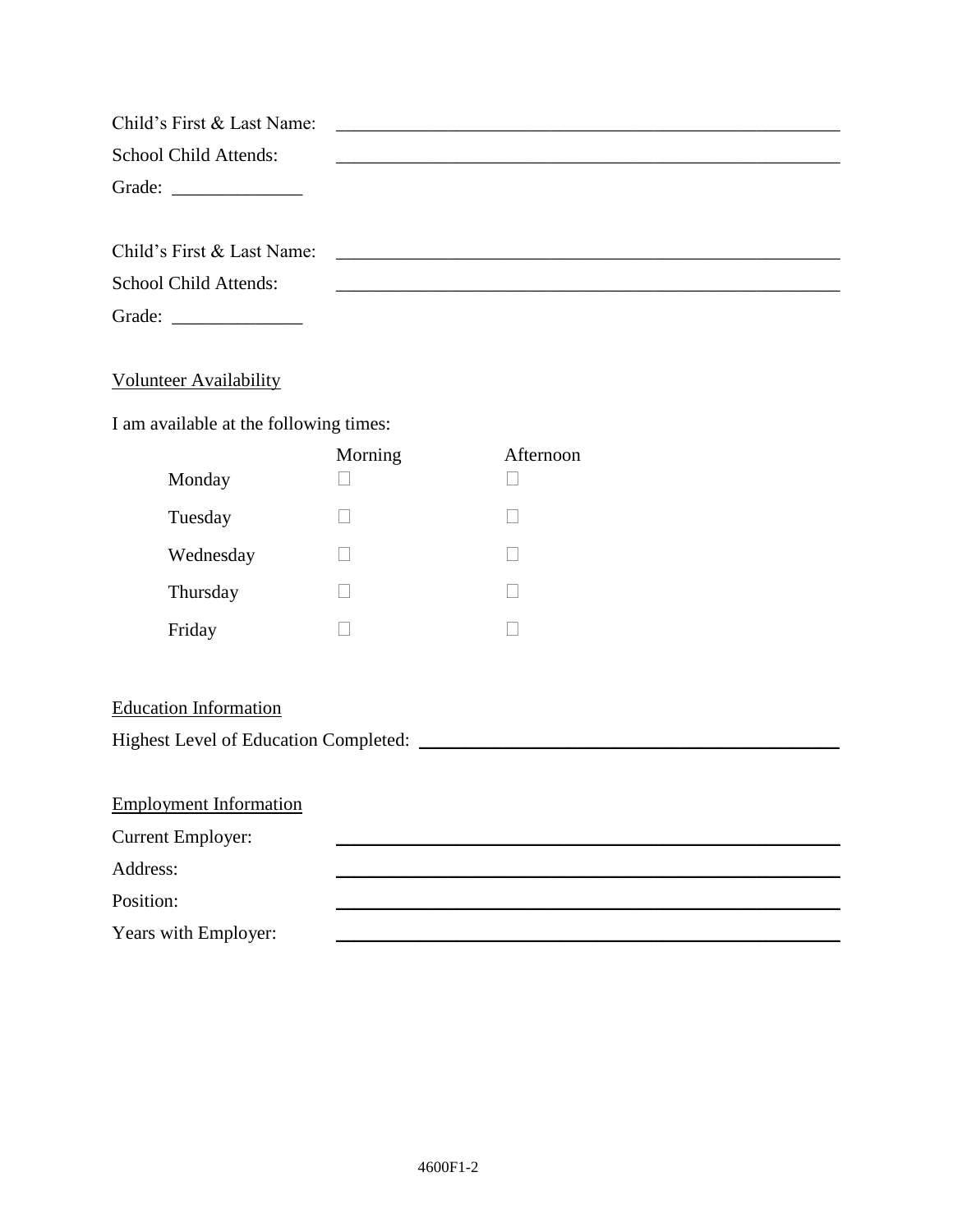Child's First & Last Name: ______________________________________________

School Child Attends: ______________________________________________

Grade: ______________

Child's First & Last Name: ______________________________________________

School Child Attends: ______________________________________________

Grade: ______________

Volunteer Availability

I am available at the following times:

| | Morning | Afternoon |
|---|---|---|
| Monday | ☐ | ☐ |
| Tuesday | ☐ | ☐ |
| Wednesday | ☐ | ☐ |
| Thursday | ☐ | ☐ |
| Friday | ☐ | ☐ |

Education Information

Highest Level of Education Completed: ______________________________________

Employment Information

Current Employer: ______________________________________________

Address: ______________________________________________

Position: ______________________________________________

Years with Employer: ______________________________________________

4600F1-2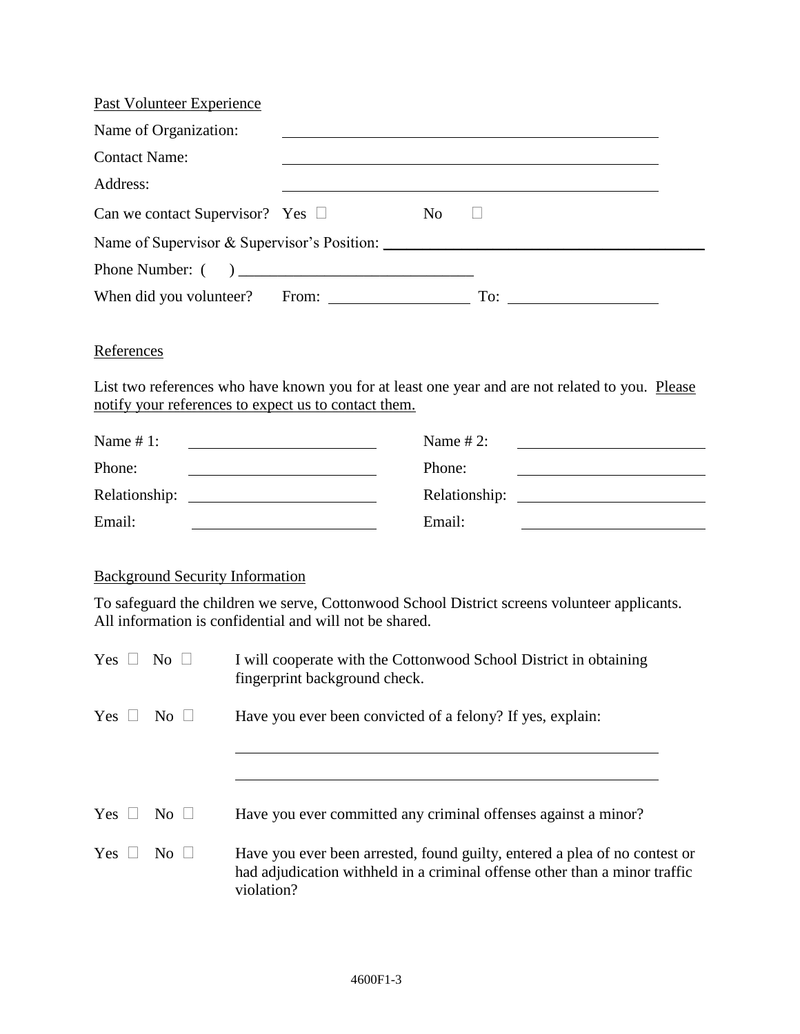Past Volunteer Experience

Name of Organization: ______________________________________________

Contact Name: ______________________________________________

Address: ______________________________________________

Can we contact Supervisor? Yes ☐ No ☐

Name of Supervisor & Supervisor's Position: ______________________________________________

Phone Number: ( ) ______________________________

When did you volunteer? From: __________________ To: __________________

References

List two references who have known you for at least one year and are not related to you. <u>Please notify your references to expect us to contact them.</u>

Name # 1: ________________________ Name # 2: ________________________

Phone: ________________________ Phone: ________________________

Relationship: ________________________ Relationship: ________________________

Email: ________________________ Email: ________________________

Background Security Information

To safeguard the children we serve, Cottonwood School District screens volunteer applicants. All information is confidential and will not be shared.

Yes ☐ No ☐ I will cooperate with the Cottonwood School District in obtaining fingerprint background check.

Yes ☐ No ☐ Have you ever been convicted of a felony? If yes, explain:

______________________________________________

______________________________________________

Yes ☐ No ☐ Have you ever committed any criminal offenses against a minor?

Yes ☐ No ☐ Have you ever been arrested, found guilty, entered a plea of no contest or had adjudication withheld in a criminal offense other than a minor traffic violation?

4600F1-3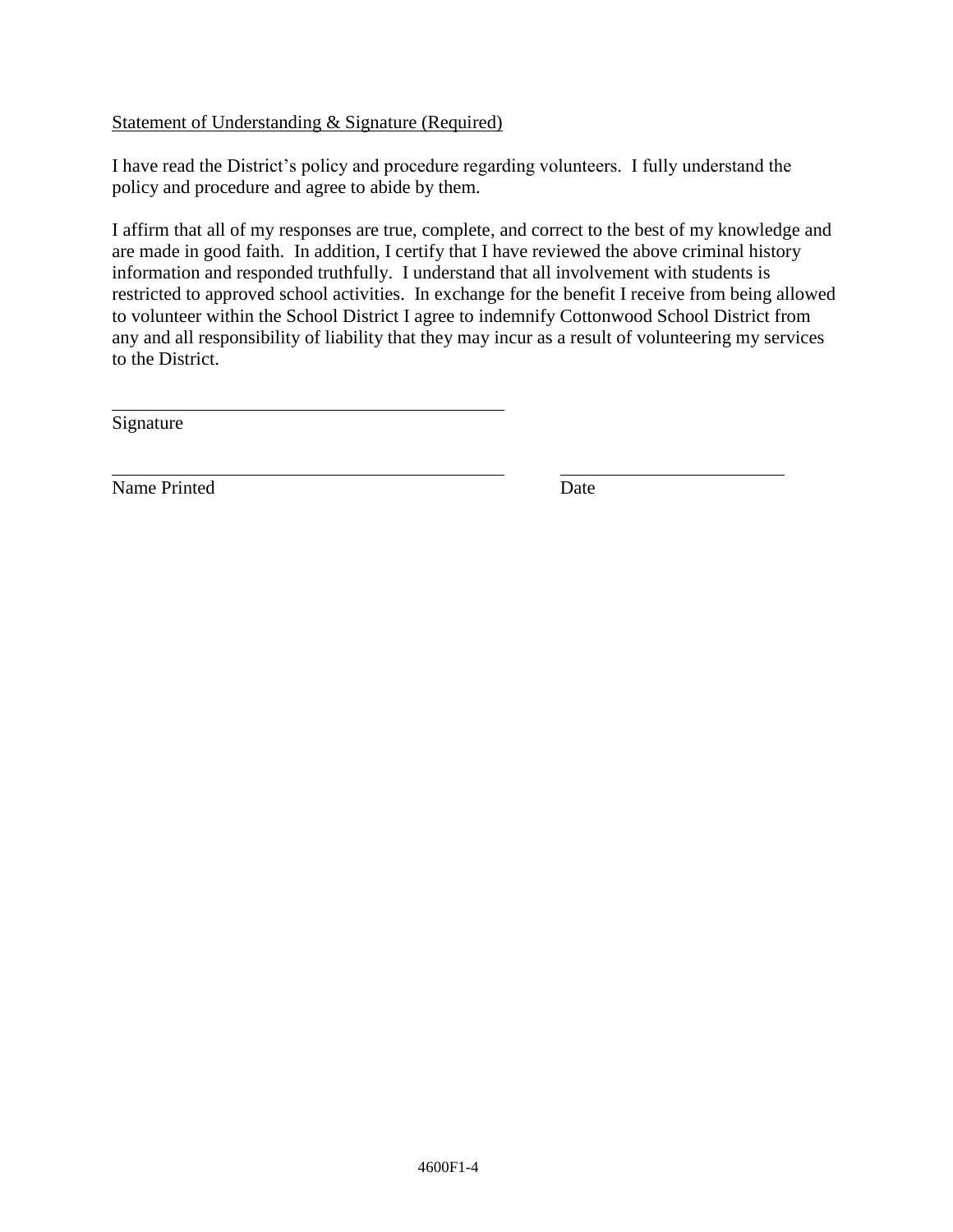Statement of Understanding & Signature (Required)

I have read the District's policy and procedure regarding volunteers. I fully understand the policy and procedure and agree to abide by them.

I affirm that all of my responses are true, complete, and correct to the best of my knowledge and are made in good faith. In addition, I certify that I have reviewed the above criminal history information and responded truthfully. I understand that all involvement with students is restricted to approved school activities. In exchange for the benefit I receive from being allowed to volunteer within the School District I agree to indemnify Cottonwood School District from any and all responsibility of liability that they may incur as a result of volunteering my services to the District.

\_\_\_\_\_\_\_\_\_\_\_\_\_\_\_\_\_\_\_\_\_\_\_\_\_\_\_\_\_\_\_\_\_\_\_\_\_\_\_\_\_\_\_\_
Signature

\_\_\_\_\_\_\_\_\_\_\_\_\_\_\_\_\_\_\_\_\_\_\_\_\_\_\_\_\_\_\_\_\_\_\_\_\_\_\_\_\_\_\_\_ \_\_\_\_\_\_\_\_\_\_\_\_\_\_\_\_\_\_\_\_\_\_\_\_\_\_
Name Printed Date

4600F1-4